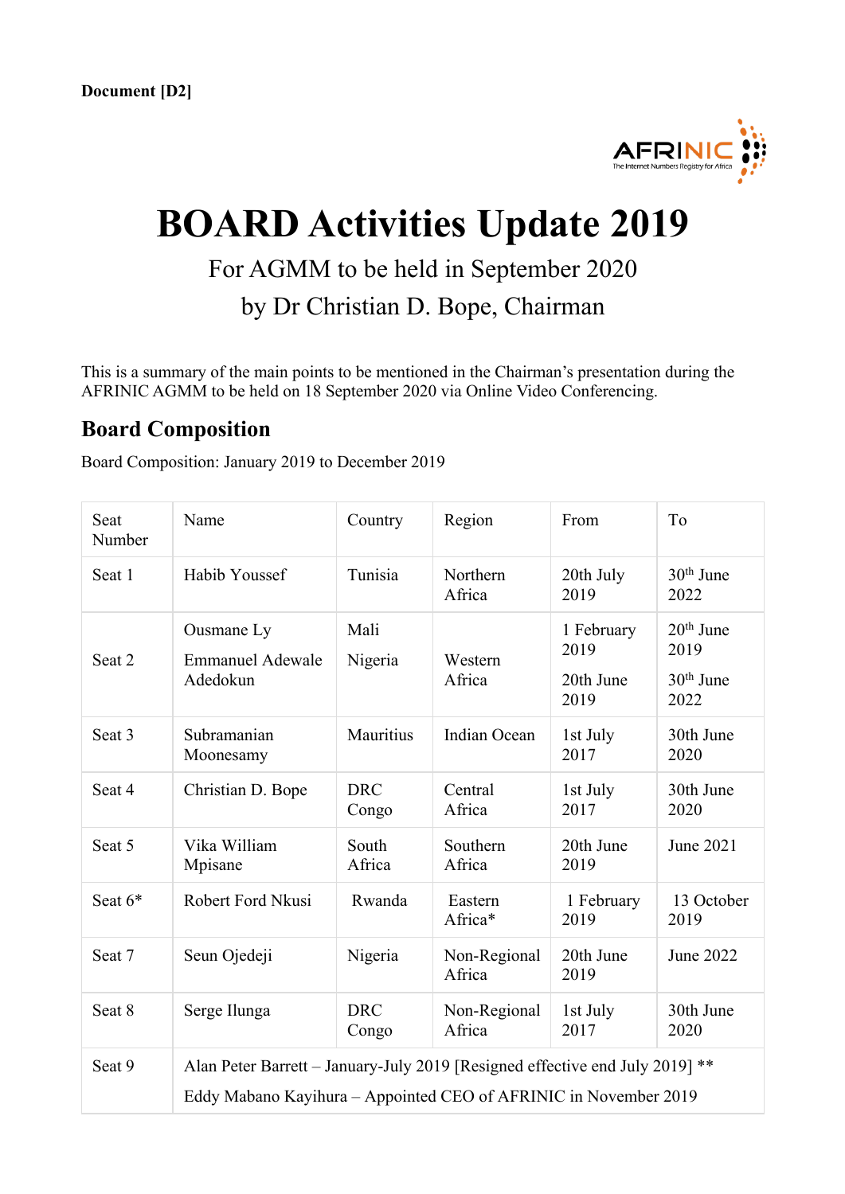**Document [D2]**

# BOARD Activities Update 2019

For AGMM to be held in September 2020

by Dr Christian D. Bope, Chairman

This is a summary of the main points to be mentioned in the Chairman's presentation during the AFRINIC AGMM to be held on 18 September 2020 via Online Video Conferencing.

## Board Composition

Board Composition: January 2019 to December 2019

| Seat Number | Name | Country | Region | From | To |
|---|---|---|---|---|---|
| Seat 1 | Habib Youssef | Tunisia | Northern Africa | 20th July 2019 | 30th June 2022 |
| Seat 2 | Ousmane Ly<br>Emmanuel Adewale Adedokun | Mali<br>Nigeria | Western Africa | 1 February 2019<br>20th June 2019 | 20th June 2019<br>30th June 2022 |
| Seat 3 | Subramanian Moonesamy | Mauritius | Indian Ocean | 1st July 2017 | 30th June 2020 |
| Seat 4 | Christian D. Bope | DRC Congo | Central Africa | 1st July 2017 | 30th June 2020 |
| Seat 5 | Vika William Mpisane | South Africa | Southern Africa | 20th June 2019 | June 2021 |
| Seat 6* | Robert Ford Nkusi | Rwanda | Eastern Africa* | 1 February 2019 | 13 October 2019 |
| Seat 7 | Seun Ojedeji | Nigeria | Non-Regional Africa | 20th June 2019 | June 2022 |
| Seat 8 | Serge Ilunga | DRC Congo | Non-Regional Africa | 1st July 2017 | 30th June 2020 |
| Seat 9 | Alan Peter Barrett – January-July 2019 [Resigned effective end July 2019] **<br>Eddy Mabano Kayihura – Appointed CEO of AFRINIC in November 2019 | | | | |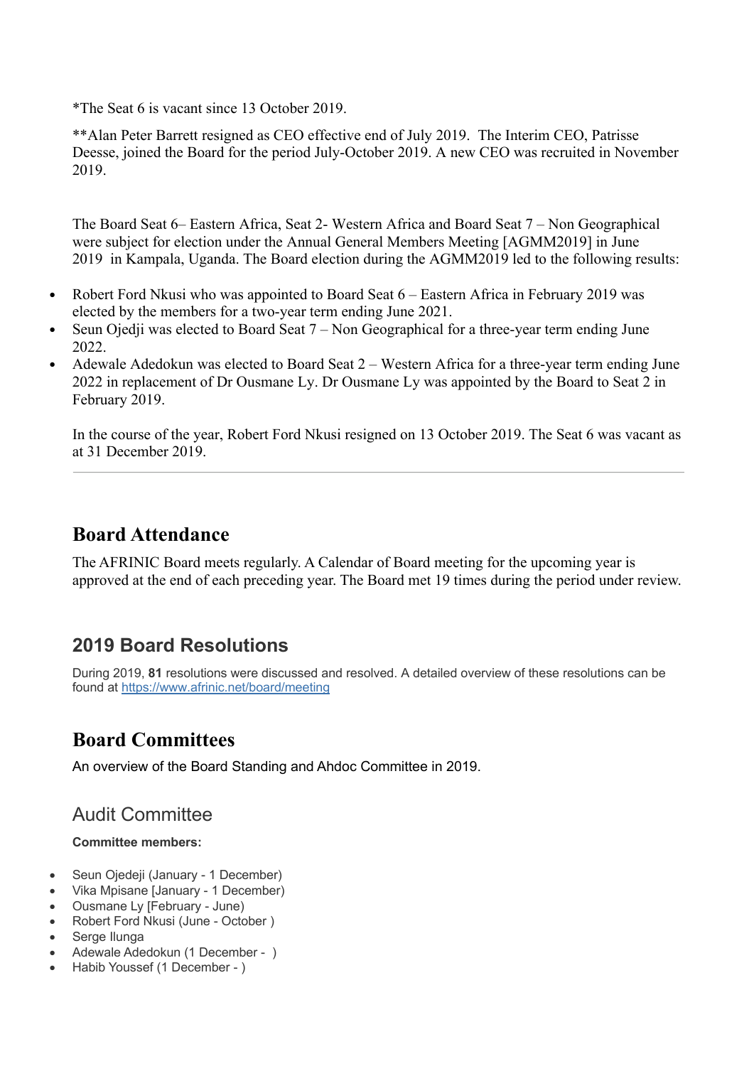*The Seat 6 is vacant since 13 October 2019.

**Alan Peter Barrett resigned as CEO effective end of July 2019. The Interim CEO, Patrisse Deesse, joined the Board for the period July-October 2019. A new CEO was recruited in November 2019.

The Board Seat 6– Eastern Africa, Seat 2- Western Africa and Board Seat 7 – Non Geographical were subject for election under the Annual General Members Meeting [AGMM2019] in June 2019 in Kampala, Uganda. The Board election during the AGMM2019 led to the following results:

- Robert Ford Nkusi who was appointed to Board Seat 6 – Eastern Africa in February 2019 was elected by the members for a two-year term ending June 2021.
- Seun Ojedji was elected to Board Seat 7 – Non Geographical for a three-year term ending June 2022.
- Adewale Adedokun was elected to Board Seat 2 – Western Africa for a three-year term ending June 2022 in replacement of Dr Ousmane Ly. Dr Ousmane Ly was appointed by the Board to Seat 2 in February 2019.

In the course of the year, Robert Ford Nkusi resigned on 13 October 2019. The Seat 6 was vacant as at 31 December 2019.

---

## Board Attendance

The AFRINIC Board meets regularly. A Calendar of Board meeting for the upcoming year is approved at the end of each preceding year. The Board met 19 times during the period under review.

## 2019 Board Resolutions

During 2019, **81** resolutions were discussed and resolved. A detailed overview of these resolutions can be found at [https://www.afrinic.net/board/meeting](https://www.afrinic.net/board/meeting)

## Board Committees

An overview of the Board Standing and Ahdoc Committee in 2019.

### Audit Committee

**Committee members:**

- Seun Ojedeji (January - 1 December)
- Vika Mpisane [January - 1 December)
- Ousmane Ly [February - June)
- Robert Ford Nkusi (June - October )
- Serge Ilunga
- Adewale Adedokun (1 December - )
- Habib Youssef (1 December - )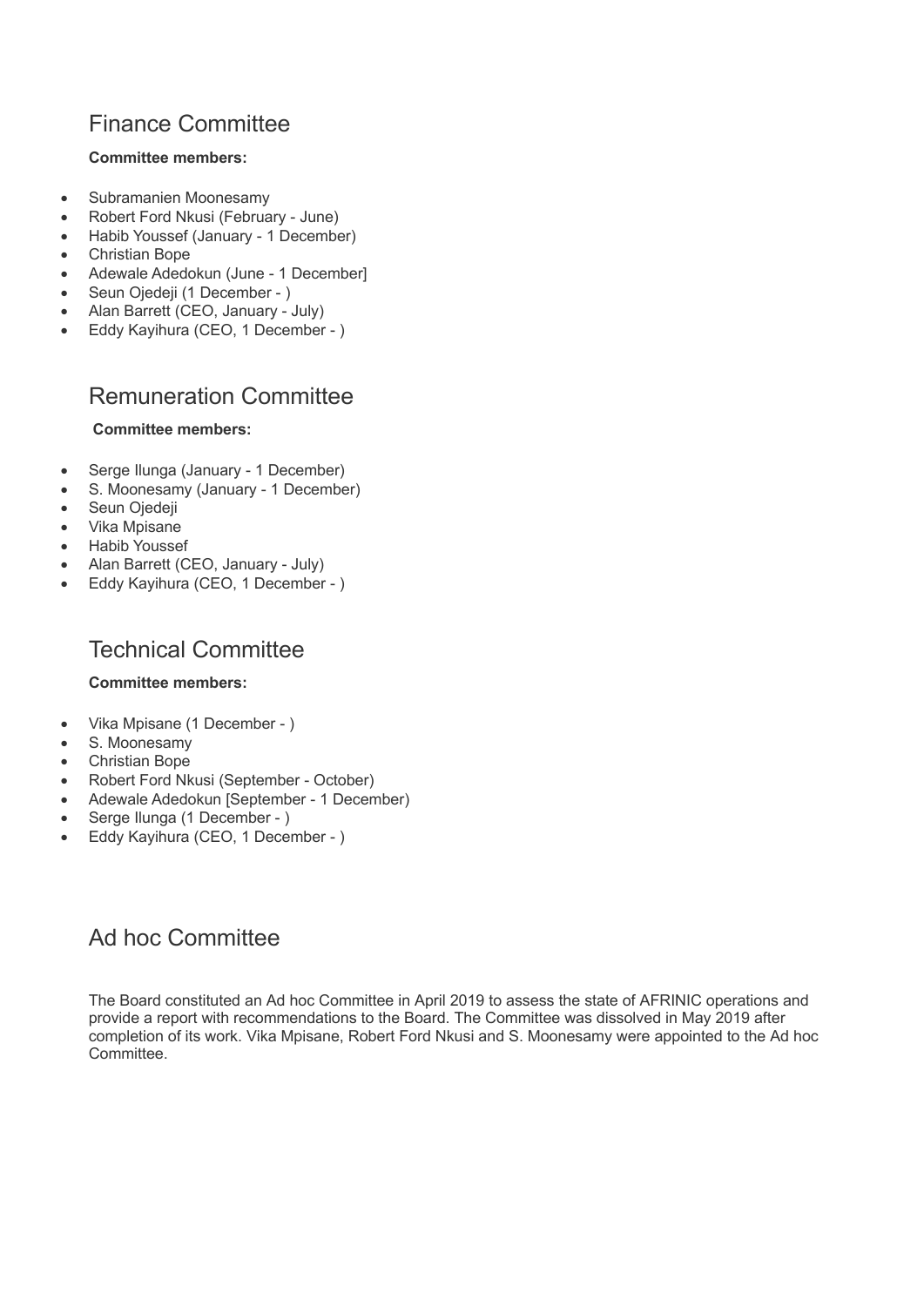## Finance Committee

**Committee members:**

- Subramanien Moonesamy
- Robert Ford Nkusi (February - June)
- Habib Youssef (January - 1 December)
- Christian Bope
- Adewale Adedokun (June - 1 December]
- Seun Ojedeji (1 December - )
- Alan Barrett (CEO, January - July)
- Eddy Kayihura (CEO, 1 December - )

## Remuneration Committee

**Committee members:**

- Serge Ilunga (January - 1 December)
- S. Moonesamy (January - 1 December)
- Seun Ojedeji
- Vika Mpisane
- Habib Youssef
- Alan Barrett (CEO, January - July)
- Eddy Kayihura (CEO, 1 December - )

## Technical Committee

**Committee members:**

- Vika Mpisane (1 December - )
- S. Moonesamy
- Christian Bope
- Robert Ford Nkusi (September - October)
- Adewale Adedokun [September - 1 December)
- Serge Ilunga (1 December - )
- Eddy Kayihura (CEO, 1 December - )

## Ad hoc Committee

The Board constituted an Ad hoc Committee in April 2019 to assess the state of AFRINIC operations and provide a report with recommendations to the Board. The Committee was dissolved in May 2019 after completion of its work. Vika Mpisane, Robert Ford Nkusi and S. Moonesamy were appointed to the Ad hoc Committee.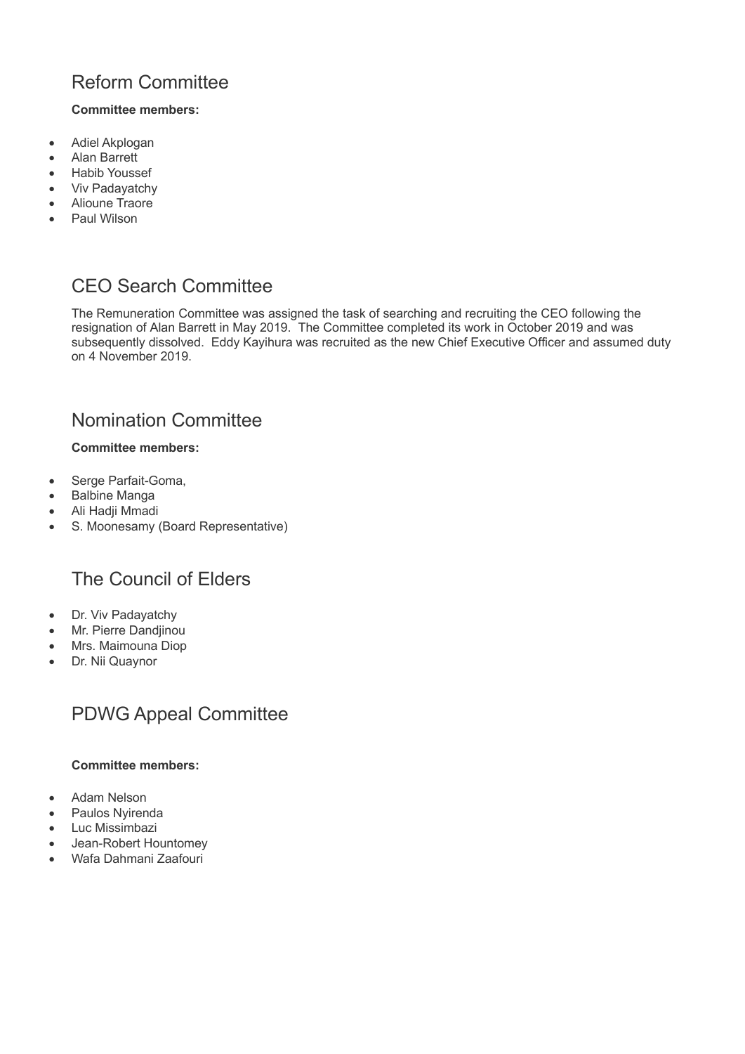## Reform Committee

**Committee members:**

- Adiel Akplogan
- Alan Barrett
- Habib Youssef
- Viv Padayatchy
- Alioune Traore
- Paul Wilson

## CEO Search Committee

The Remuneration Committee was assigned the task of searching and recruiting the CEO following the resignation of Alan Barrett in May 2019. The Committee completed its work in October 2019 and was subsequently dissolved. Eddy Kayihura was recruited as the new Chief Executive Officer and assumed duty on 4 November 2019.

## Nomination Committee

**Committee members:**

- Serge Parfait-Goma,
- Balbine Manga
- Ali Hadji Mmadi
- S. Moonesamy (Board Representative)

## The Council of Elders

- Dr. Viv Padayatchy
- Mr. Pierre Dandjinou
- Mrs. Maimouna Diop
- Dr. Nii Quaynor

## PDWG Appeal Committee

**Committee members:**

- Adam Nelson
- Paulos Nyirenda
- Luc Missimbazi
- Jean-Robert Hountomey
- Wafa Dahmani Zaafouri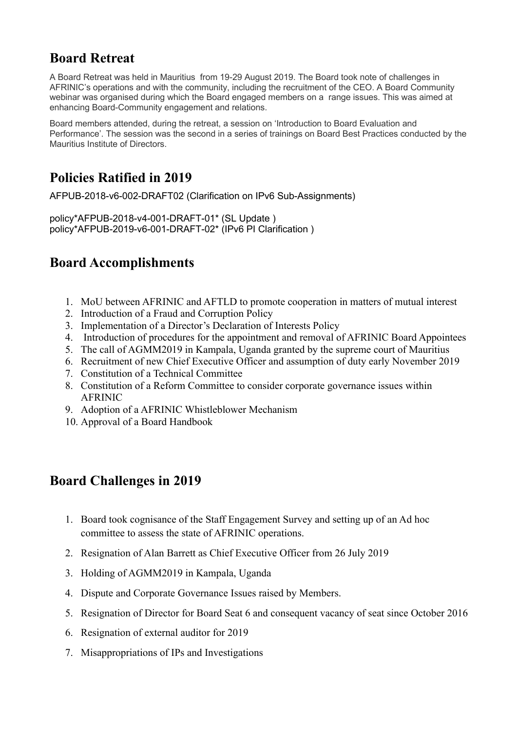## Board Retreat

A Board Retreat was held in Mauritius from 19-29 August 2019. The Board took note of challenges in AFRINIC's operations and with the community, including the recruitment of the CEO. A Board Community webinar was organised during which the Board engaged members on a range issues. This was aimed at enhancing Board-Community engagement and relations.

Board members attended, during the retreat, a session on 'Introduction to Board Evaluation and Performance'. The session was the second in a series of trainings on Board Best Practices conducted by the Mauritius Institute of Directors.

## Policies Ratified in 2019

AFPUB-2018-v6-002-DRAFT02 (Clarification on IPv6 Sub-Assignments)

policy*AFPUB-2018-v4-001-DRAFT-01* (SL Update )
policy*AFPUB-2019-v6-001-DRAFT-02* (IPv6 PI Clarification )

## Board Accomplishments

1. MoU between AFRINIC and AFTLD to promote cooperation in matters of mutual interest
2. Introduction of a Fraud and Corruption Policy
3. Implementation of a Director's Declaration of Interests Policy
4. Introduction of procedures for the appointment and removal of AFRINIC Board Appointees
5. The call of AGMM2019 in Kampala, Uganda granted by the supreme court of Mauritius
6. Recruitment of new Chief Executive Officer and assumption of duty early November 2019
7. Constitution of a Technical Committee
8. Constitution of a Reform Committee to consider corporate governance issues within AFRINIC
9. Adoption of a AFRINIC Whistleblower Mechanism
10. Approval of a Board Handbook

## Board Challenges in 2019

1. Board took cognisance of the Staff Engagement Survey and setting up of an Ad hoc committee to assess the state of AFRINIC operations.
2. Resignation of Alan Barrett as Chief Executive Officer from 26 July 2019
3. Holding of AGMM2019 in Kampala, Uganda
4. Dispute and Corporate Governance Issues raised by Members.
5. Resignation of Director for Board Seat 6 and consequent vacancy of seat since October 2016
6. Resignation of external auditor for 2019
7. Misappropriations of IPs and Investigations